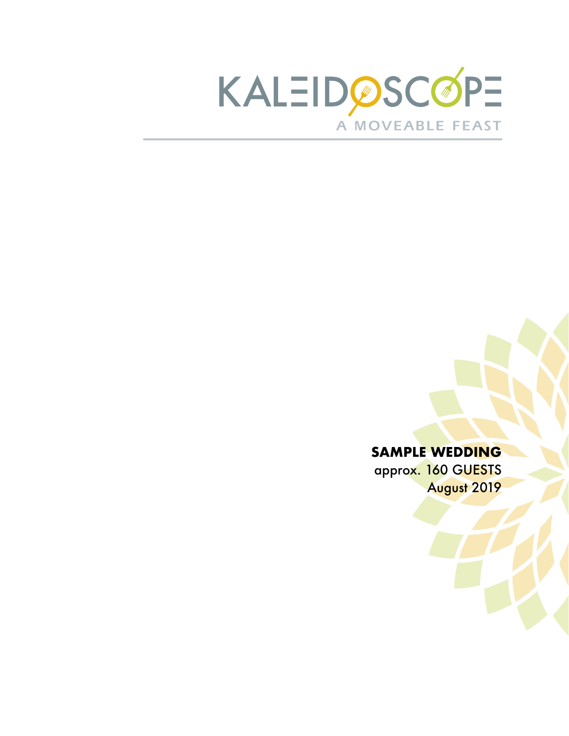# KALEIDOSCOPE

A MOVEABLE FEAST

**SAMPLE WEDDING**

approx. 160 GUESTS

August 2019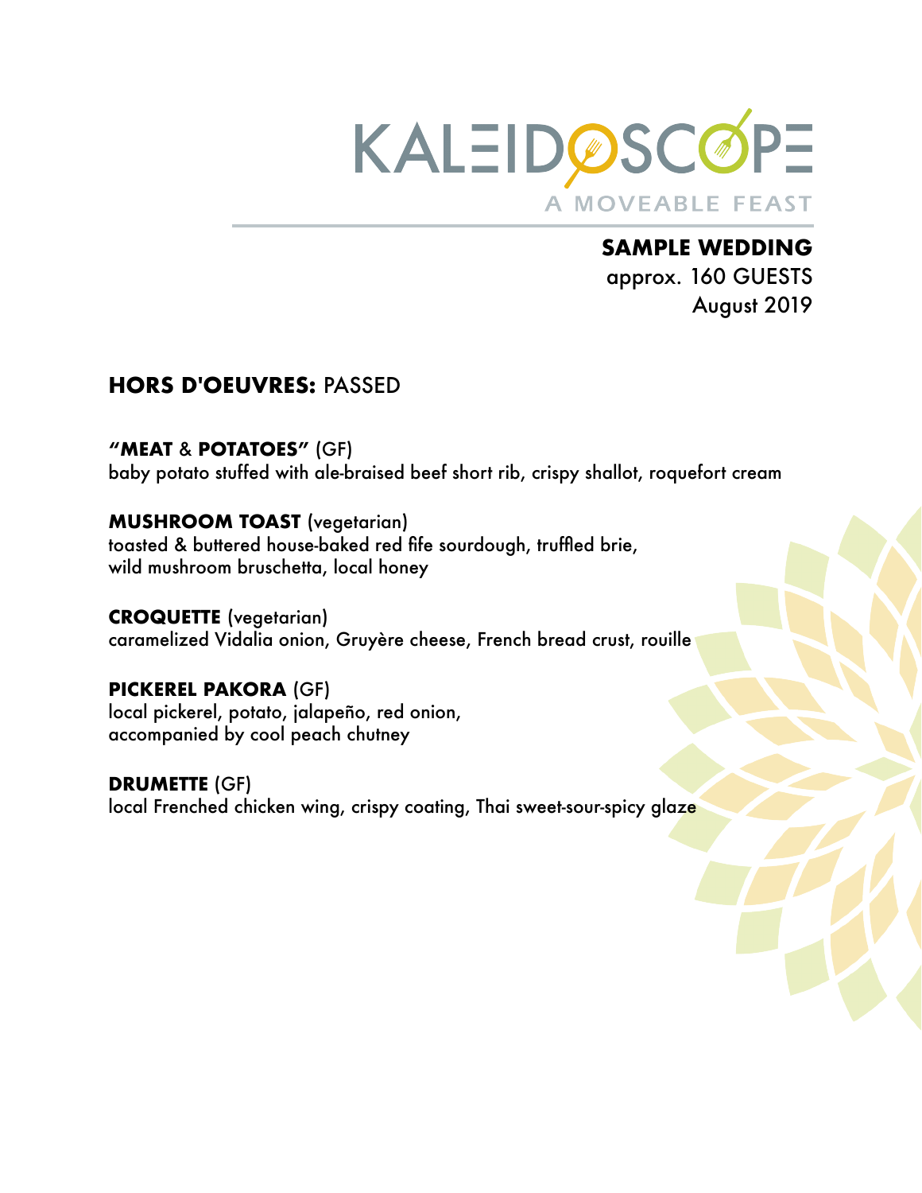# KALEIDOSCOPE

A MOVEABLE FEAST

**SAMPLE WEDDING**
approx. 160 GUESTS
August 2019

## **HORS D'OEUVRES:** PASSED

**"MEAT & POTATOES"** (GF)
baby potato stuffed with ale-braised beef short rib, crispy shallot, roquefort cream

**MUSHROOM TOAST** (vegetarian)
toasted & buttered house-baked red fife sourdough, truffled brie,
wild mushroom bruschetta, local honey

**CROQUETTE** (vegetarian)
caramelized Vidalia onion, Gruyère cheese, French bread crust, rouille

**PICKEREL PAKORA** (GF)
local pickerel, potato, jalapeño, red onion,
accompanied by cool peach chutney

**DRUMETTE** (GF)
local Frenched chicken wing, crispy coating, Thai sweet-sour-spicy glaze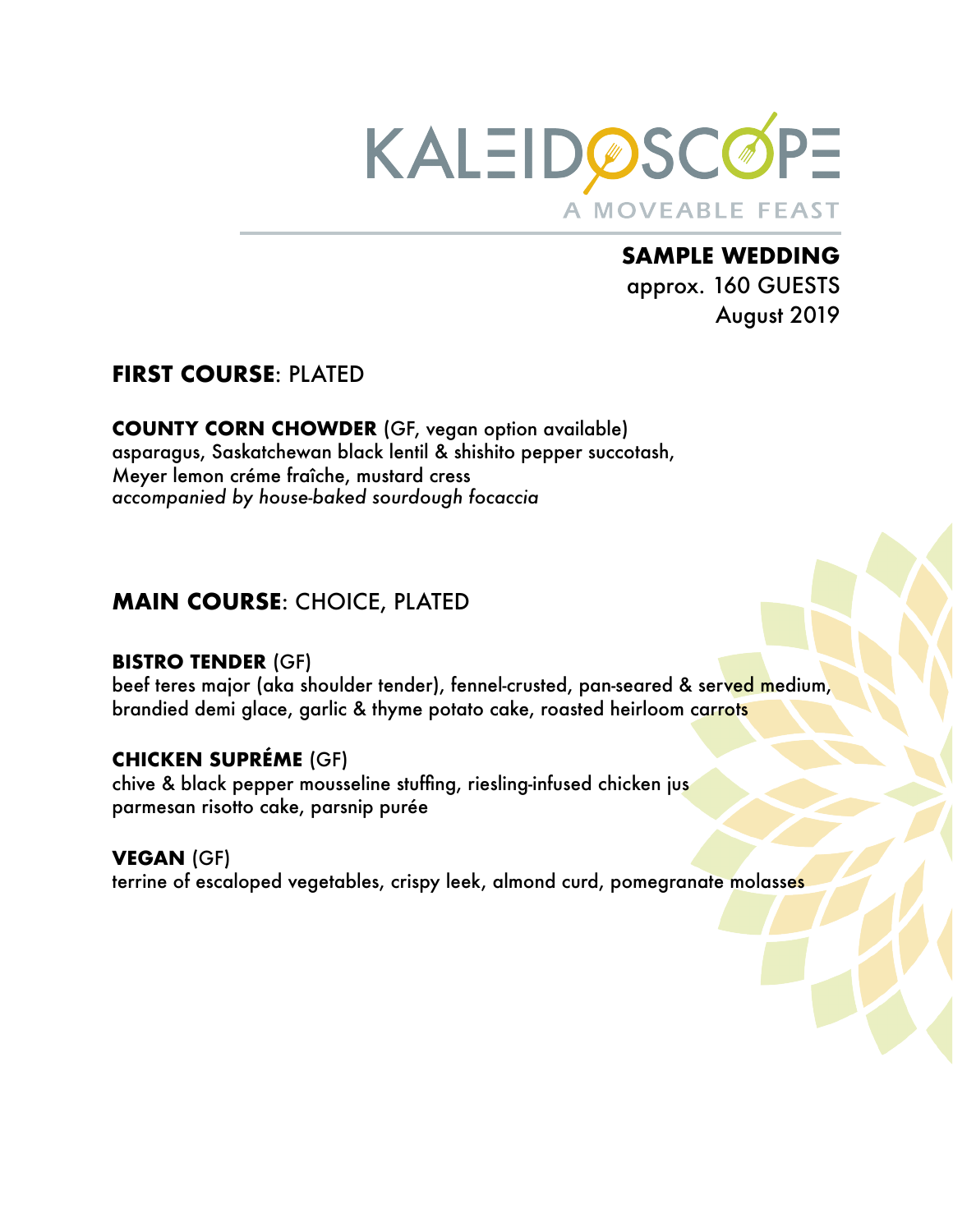# KALEIDOSCOPE

A MOVEABLE FEAST

**SAMPLE WEDDING**
approx. 160 GUESTS
August 2019

## FIRST COURSE: PLATED

**COUNTY CORN CHOWDER** (GF, vegan option available)
asparagus, Saskatchewan black lentil & shishito pepper succotash,
Meyer lemon créme fraîche, mustard cress
*accompanied by house-baked sourdough focaccia*

## MAIN COURSE: CHOICE, PLATED

**BISTRO TENDER** (GF)
beef teres major (aka shoulder tender), fennel-crusted, pan-seared & served medium,
brandied demi glace, garlic & thyme potato cake, roasted heirloom carrots

**CHICKEN SUPRÉME** (GF)
chive & black pepper mousseline stuffing, riesling-infused chicken jus
parmesan risotto cake, parsnip purée

**VEGAN** (GF)
terrine of escaloped vegetables, crispy leek, almond curd, pomegranate molasses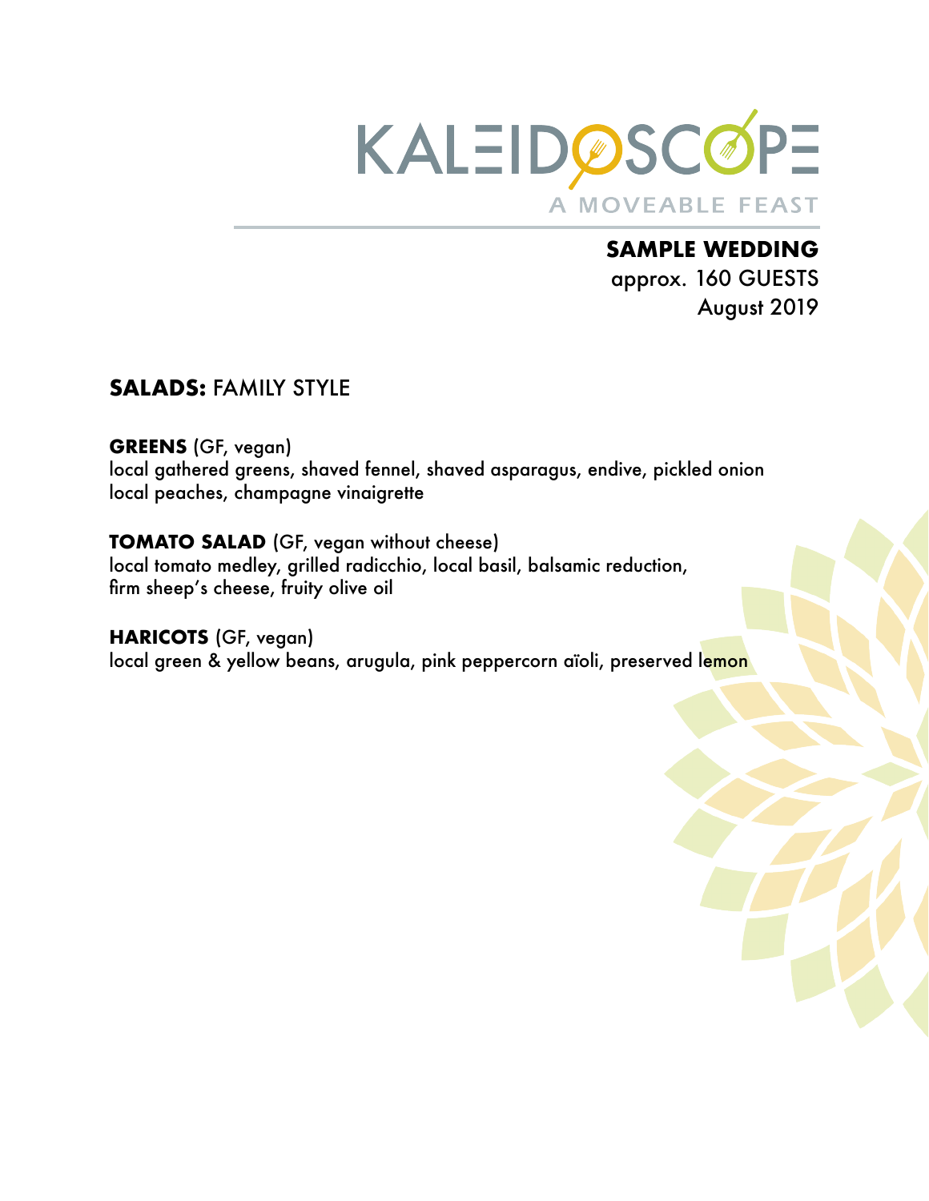# KALEIDOSCOPE

A MOVEABLE FEAST

**SAMPLE WEDDING**
approx. 160 GUESTS
August 2019

## **SALADS:** FAMILY STYLE

**GREENS** (GF, vegan)
local gathered greens, shaved fennel, shaved asparagus, endive, pickled onion
local peaches, champagne vinaigrette

**TOMATO SALAD** (GF, vegan without cheese)
local tomato medley, grilled radicchio, local basil, balsamic reduction,
firm sheep's cheese, fruity olive oil

**HARICOTS** (GF, vegan)
local green & yellow beans, arugula, pink peppercorn aïoli, preserved lemon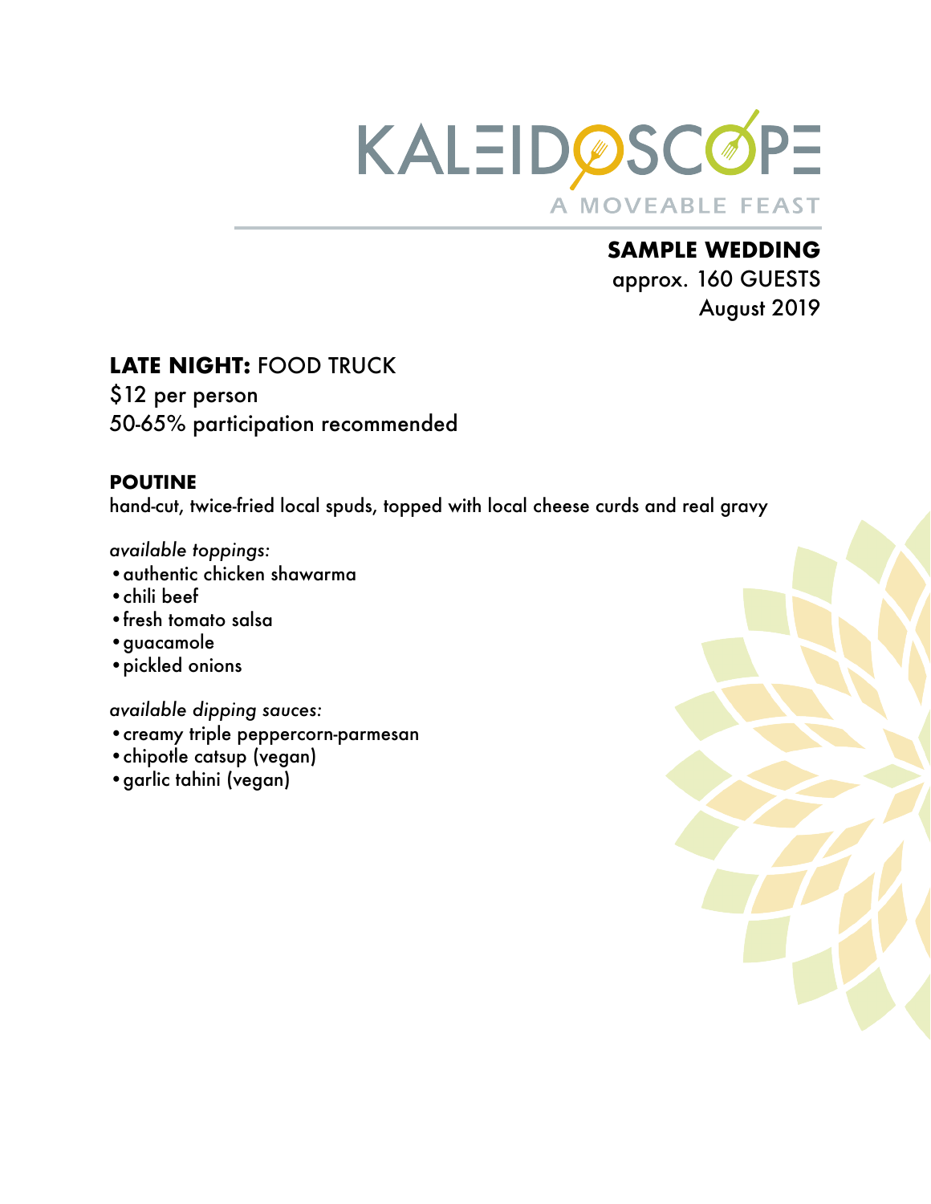# KALEIDOSCOPE

A MOVEABLE FEAST

**SAMPLE WEDDING**
approx. 160 GUESTS
August 2019

## **LATE NIGHT:** FOOD TRUCK

$12 per person
50-65% participation recommended

### POUTINE

hand-cut, twice-fried local spuds, topped with local cheese curds and real gravy

*available toppings:*

- authentic chicken shawarma
- chili beef
- fresh tomato salsa
- guacamole
- pickled onions

*available dipping sauces:*

- creamy triple peppercorn-parmesan
- chipotle catsup (vegan)
- garlic tahini (vegan)